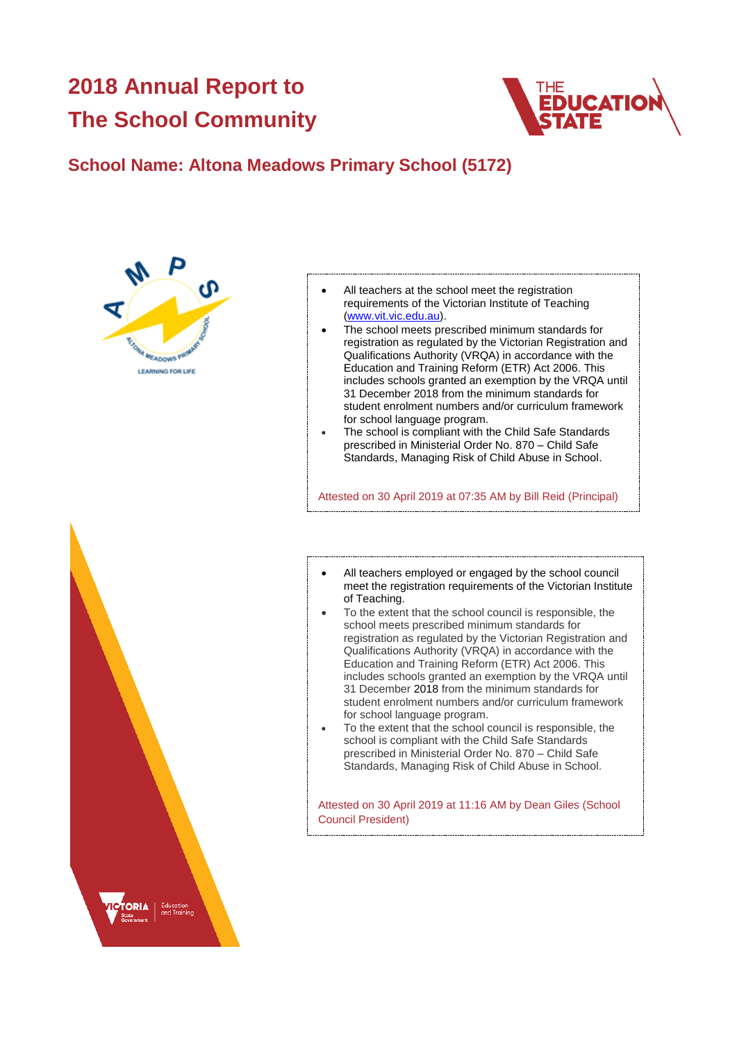# 2018 Annual Report to The School Community

## School Name: Altona Meadows Primary School (5172)

- All teachers at the school meet the registration requirements of the Victorian Institute of Teaching (www.vit.vic.edu.au).
- The school meets prescribed minimum standards for registration as regulated by the Victorian Registration and Qualifications Authority (VRQA) in accordance with the Education and Training Reform (ETR) Act 2006. This includes schools granted an exemption by the VRQA until 31 December 2018 from the minimum standards for student enrolment numbers and/or curriculum framework for school language program.
- The school is compliant with the Child Safe Standards prescribed in Ministerial Order No. 870 – Child Safe Standards, Managing Risk of Child Abuse in School.

Attested on 30 April 2019 at 07:35 AM by Bill Reid (Principal)

- All teachers employed or engaged by the school council meet the registration requirements of the Victorian Institute of Teaching.
- To the extent that the school council is responsible, the school meets prescribed minimum standards for registration as regulated by the Victorian Registration and Qualifications Authority (VRQA) in accordance with the Education and Training Reform (ETR) Act 2006. This includes schools granted an exemption by the VRQA until 31 December 2018 from the minimum standards for student enrolment numbers and/or curriculum framework for school language program.
- To the extent that the school council is responsible, the school is compliant with the Child Safe Standards prescribed in Ministerial Order No. 870 – Child Safe Standards, Managing Risk of Child Abuse in School.

Attested on 30 April 2019 at 11:16 AM by Dean Giles (School Council President)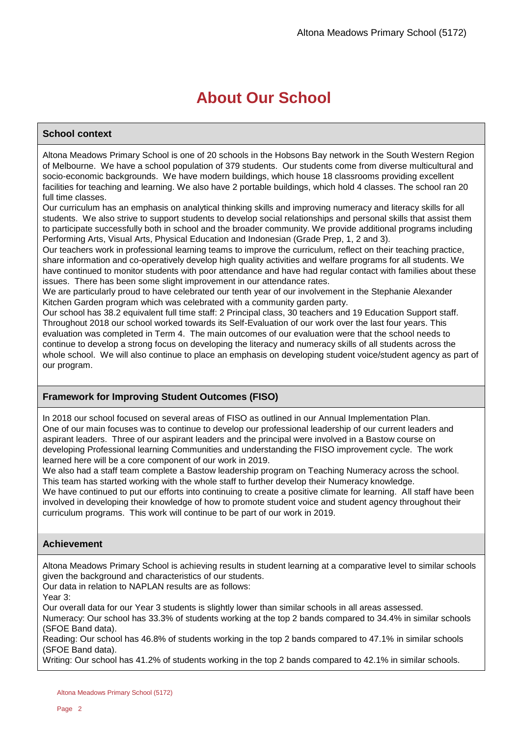# About Our School

## School context

Altona Meadows Primary School is one of 20 schools in the Hobsons Bay network in the South Western Region of Melbourne. We have a school population of 379 students. Our students come from diverse multicultural and socio-economic backgrounds. We have modern buildings, which house 18 classrooms providing excellent facilities for teaching and learning. We also have 2 portable buildings, which hold 4 classes. The school ran 20 full time classes.

Our curriculum has an emphasis on analytical thinking skills and improving numeracy and literacy skills for all students. We also strive to support students to develop social relationships and personal skills that assist them to participate successfully both in school and the broader community. We provide additional programs including Performing Arts, Visual Arts, Physical Education and Indonesian (Grade Prep, 1, 2 and 3).

Our teachers work in professional learning teams to improve the curriculum, reflect on their teaching practice, share information and co-operatively develop high quality activities and welfare programs for all students. We have continued to monitor students with poor attendance and have had regular contact with families about these issues. There has been some slight improvement in our attendance rates.

We are particularly proud to have celebrated our tenth year of our involvement in the Stephanie Alexander Kitchen Garden program which was celebrated with a community garden party.

Our school has 38.2 equivalent full time staff: 2 Principal class, 30 teachers and 19 Education Support staff. Throughout 2018 our school worked towards its Self-Evaluation of our work over the last four years. This evaluation was completed in Term 4. The main outcomes of our evaluation were that the school needs to continue to develop a strong focus on developing the literacy and numeracy skills of all students across the whole school. We will also continue to place an emphasis on developing student voice/student agency as part of our program.

## Framework for Improving Student Outcomes (FISO)

In 2018 our school focused on several areas of FISO as outlined in our Annual Implementation Plan. One of our main focuses was to continue to develop our professional leadership of our current leaders and aspirant leaders. Three of our aspirant leaders and the principal were involved in a Bastow course on developing Professional learning Communities and understanding the FISO improvement cycle. The work learned here will be a core component of our work in 2019.

We also had a staff team complete a Bastow leadership program on Teaching Numeracy across the school. This team has started working with the whole staff to further develop their Numeracy knowledge.

We have continued to put our efforts into continuing to create a positive climate for learning. All staff have been involved in developing their knowledge of how to promote student voice and student agency throughout their curriculum programs. This work will continue to be part of our work in 2019.

## Achievement

Altona Meadows Primary School is achieving results in student learning at a comparative level to similar schools given the background and characteristics of our students.

Our data in relation to NAPLAN results are as follows:

Year 3:

Our overall data for our Year 3 students is slightly lower than similar schools in all areas assessed.

Numeracy: Our school has 33.3% of students working at the top 2 bands compared to 34.4% in similar schools (SFOE Band data).

Reading: Our school has 46.8% of students working in the top 2 bands compared to 47.1% in similar schools (SFOE Band data).

Writing: Our school has 41.2% of students working in the top 2 bands compared to 42.1% in similar schools.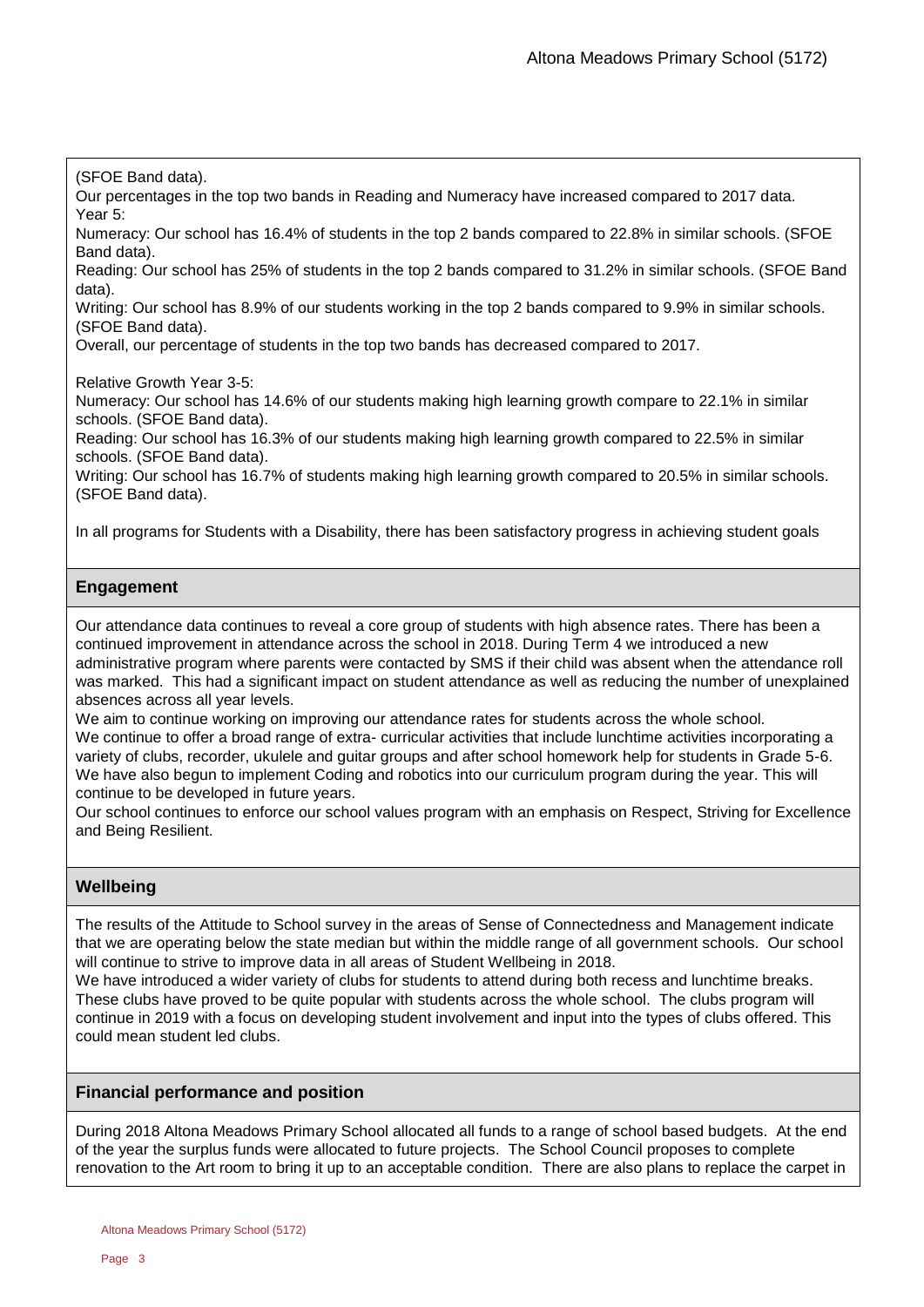(SFOE Band data).

Our percentages in the top two bands in Reading and Numeracy have increased compared to 2017 data.

Year 5:

Numeracy: Our school has 16.4% of students in the top 2 bands compared to 22.8% in similar schools. (SFOE Band data).

Reading: Our school has 25% of students in the top 2 bands compared to 31.2% in similar schools. (SFOE Band data).

Writing: Our school has 8.9% of our students working in the top 2 bands compared to 9.9% in similar schools. (SFOE Band data).

Overall, our percentage of students in the top two bands has decreased compared to 2017.

Relative Growth Year 3-5:

Numeracy: Our school has 14.6% of our students making high learning growth compare to 22.1% in similar schools. (SFOE Band data).

Reading: Our school has 16.3% of our students making high learning growth compared to 22.5% in similar schools. (SFOE Band data).

Writing: Our school has 16.7% of students making high learning growth compared to 20.5% in similar schools. (SFOE Band data).

In all programs for Students with a Disability, there has been satisfactory progress in achieving student goals

## Engagement

Our attendance data continues to reveal a core group of students with high absence rates. There has been a continued improvement in attendance across the school in 2018. During Term 4 we introduced a new administrative program where parents were contacted by SMS if their child was absent when the attendance roll was marked. This had a significant impact on student attendance as well as reducing the number of unexplained absences across all year levels.

We aim to continue working on improving our attendance rates for students across the whole school.

We continue to offer a broad range of extra- curricular activities that include lunchtime activities incorporating a variety of clubs, recorder, ukulele and guitar groups and after school homework help for students in Grade 5-6.

We have also begun to implement Coding and robotics into our curriculum program during the year. This will continue to be developed in future years.

Our school continues to enforce our school values program with an emphasis on Respect, Striving for Excellence and Being Resilient.

## Wellbeing

The results of the Attitude to School survey in the areas of Sense of Connectedness and Management indicate that we are operating below the state median but within the middle range of all government schools. Our school will continue to strive to improve data in all areas of Student Wellbeing in 2018.

We have introduced a wider variety of clubs for students to attend during both recess and lunchtime breaks. These clubs have proved to be quite popular with students across the whole school. The clubs program will continue in 2019 with a focus on developing student involvement and input into the types of clubs offered. This could mean student led clubs.

## Financial performance and position

During 2018 Altona Meadows Primary School allocated all funds to a range of school based budgets. At the end of the year the surplus funds were allocated to future projects. The School Council proposes to complete renovation to the Art room to bring it up to an acceptable condition. There are also plans to replace the carpet in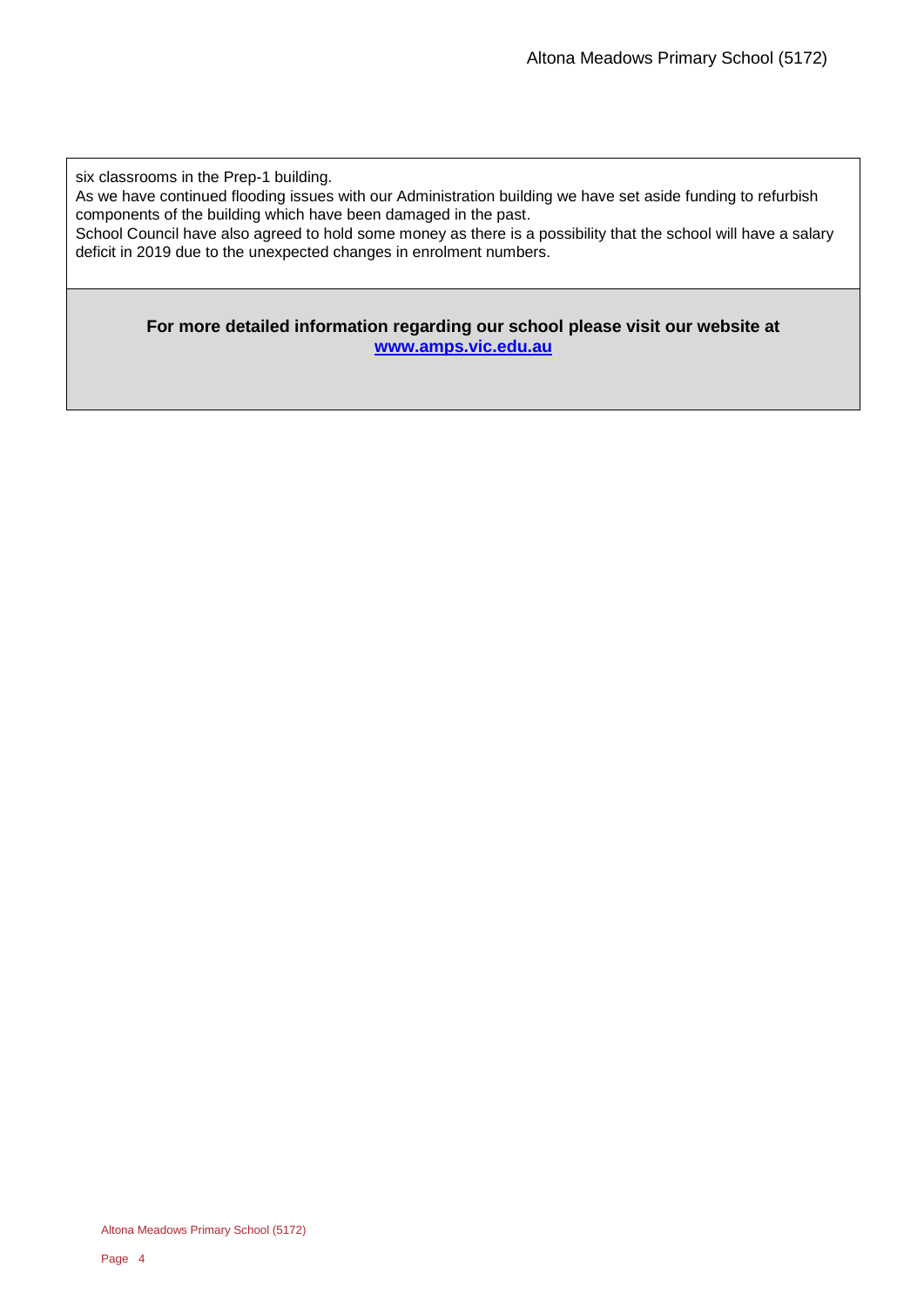six classrooms in the Prep-1 building.
As we have continued flooding issues with our Administration building we have set aside funding to refurbish components of the building which have been damaged in the past.
School Council have also agreed to hold some money as there is a possibility that the school will have a salary deficit in 2019 due to the unexpected changes in enrolment numbers.

**For more detailed information regarding our school please visit our website at [www.amps.vic.edu.au](http://www.amps.vic.edu.au)**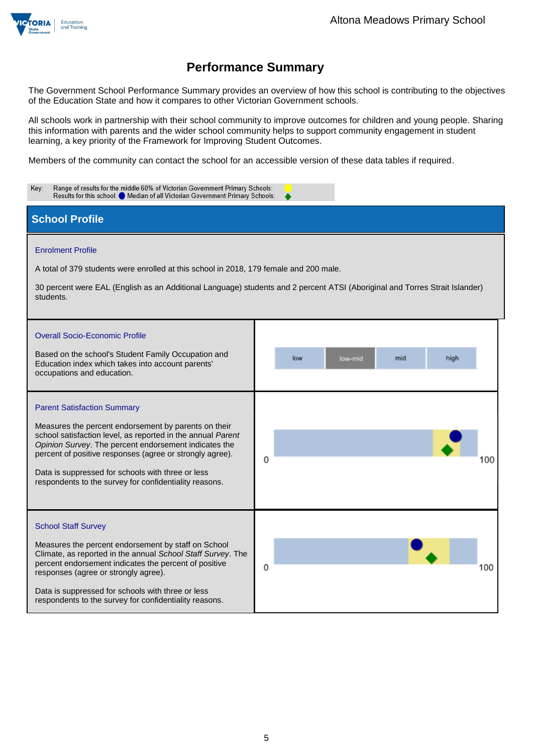# Performance Summary

The Government School Performance Summary provides an overview of how this school is contributing to the objectives of the Education State and how it compares to other Victorian Government schools.

All schools work in partnership with their school community to improve outcomes for children and young people. Sharing this information with parents and the wider school community helps to support community engagement in student learning, a key priority of the Framework for Improving Student Outcomes.

Members of the community can contact the school for an accessible version of these data tables if required.

Key: Range of results for the middle 60% of Victorian Government Primary Schools:
Results for this school: ● Median of all Victorian Government Primary Schools: ◆

## School Profile

### Enrolment Profile

A total of 379 students were enrolled at this school in 2018, 179 female and 200 male.

30 percent were EAL (English as an Additional Language) students and 2 percent ATSI (Aboriginal and Torres Strait Islander) students.

### Overall Socio-Economic Profile

Based on the school's Student Family Occupation and Education index which takes into account parents' occupations and education.

| low | low-mid | mid | high |
|---|---|---|---|

### Parent Satisfaction Summary

Measures the percent endorsement by parents on their school satisfaction level, as reported in the annual *Parent Opinion Survey*. The percent endorsement indicates the percent of positive responses (agree or strongly agree).

Data is suppressed for schools with three or less respondents to the survey for confidentiality reasons.

0 100

### School Staff Survey

Measures the percent endorsement by staff on School Climate, as reported in the annual *School Staff Survey*. The percent endorsement indicates the percent of positive responses (agree or strongly agree).

Data is suppressed for schools with three or less respondents to the survey for confidentiality reasons.

0 100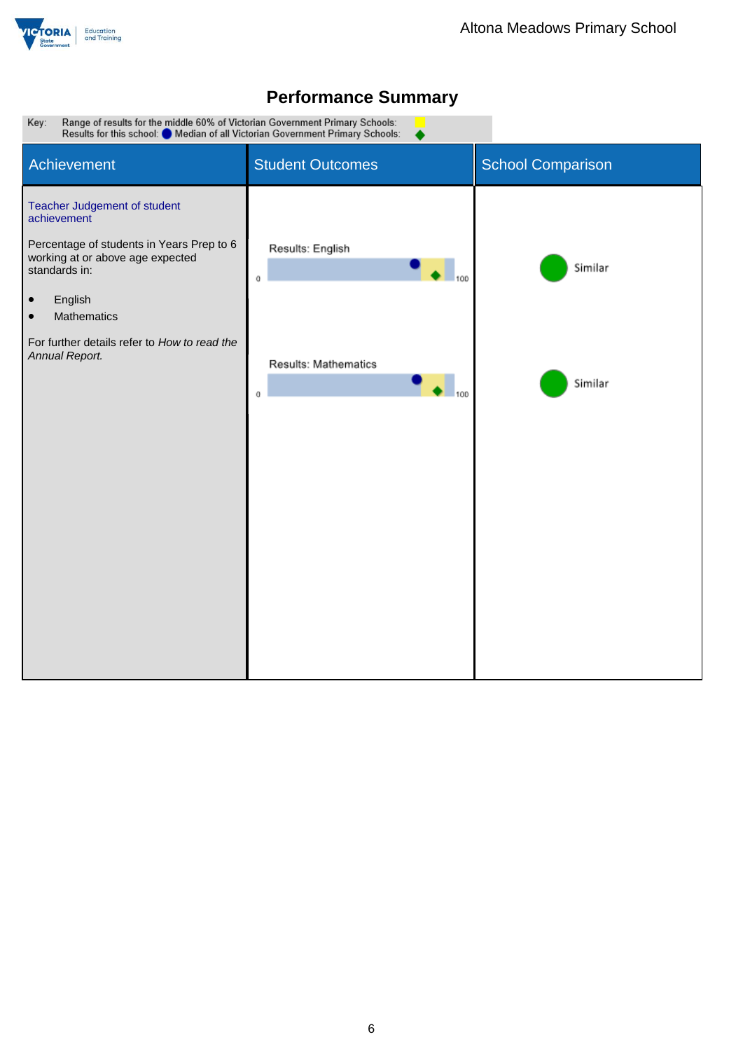# Performance Summary

Key: Range of results for the middle 60% of Victorian Government Primary Schools:
Results for this school: ● Median of all Victorian Government Primary Schools: ◆

| Achievement | Student Outcomes | School Comparison |
| --- | --- | --- |
| Teacher Judgement of student achievement<br><br>Percentage of students in Years Prep to 6 working at or above age expected standards in:<br><br>• English<br>• Mathematics<br><br>For further details refer to *How to read the Annual Report.* | Results: English (0–100) | Similar |
| | Results: Mathematics (0–100) | Similar |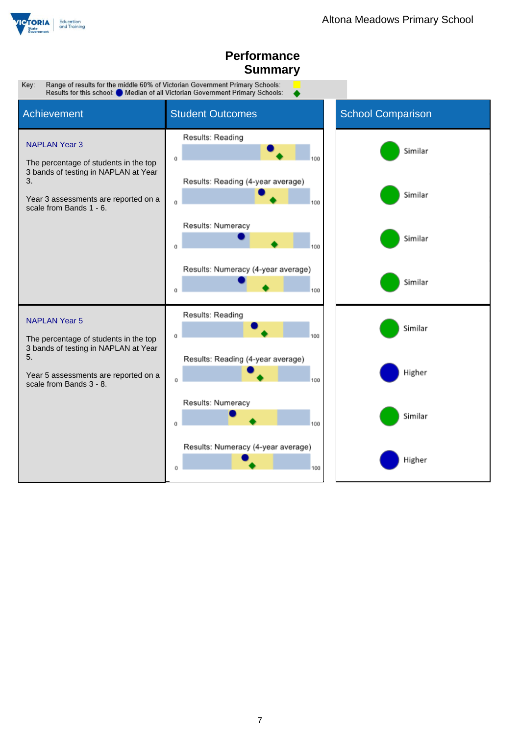# Performance Summary

Key: Range of results for the middle 60% of Victorian Government Primary Schools: (yellow) Results for this school: ● Median of all Victorian Government Primary Schools: ◆

| Achievement | Student Outcomes | School Comparison |
| --- | --- | --- |
| **NAPLAN Year 3**<br><br>The percentage of students in the top 3 bands of testing in NAPLAN at Year 3.<br><br>Year 3 assessments are reported on a scale from Bands 1 - 6. | Results: Reading (0–100) | Similar |
| | Results: Reading (4-year average) (0–100) | Similar |
| | Results: Numeracy (0–100) | Similar |
| | Results: Numeracy (4-year average) (0–100) | Similar |
| **NAPLAN Year 5**<br><br>The percentage of students in the top 3 bands of testing in NAPLAN at Year 5.<br><br>Year 5 assessments are reported on a scale from Bands 3 - 8. | Results: Reading (0–100) | Similar |
| | Results: Reading (4-year average) (0–100) | Higher |
| | Results: Numeracy (0–100) | Similar |
| | Results: Numeracy (4-year average) (0–100) | Higher |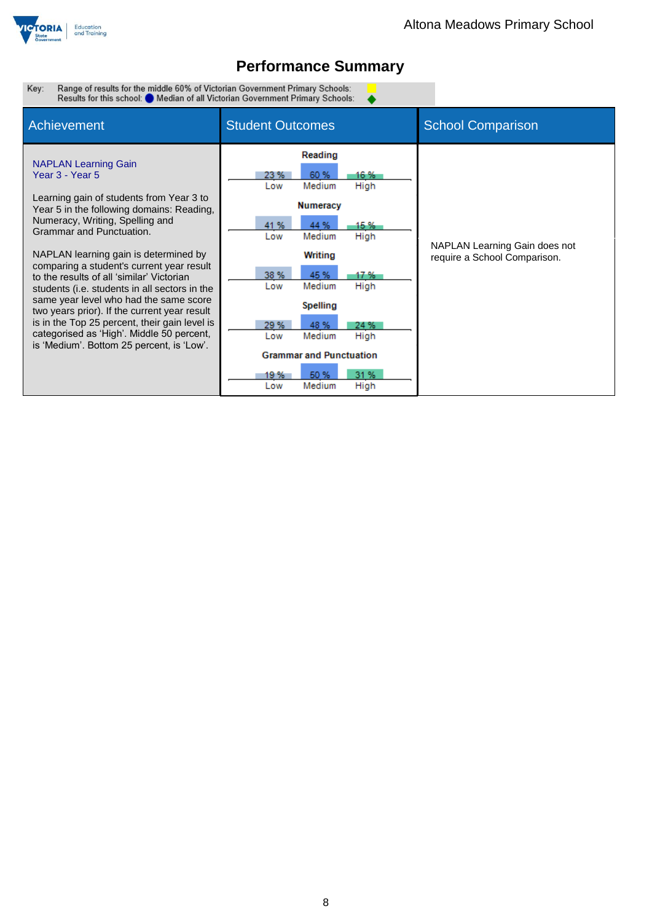# Performance Summary

Key: Range of results for the middle 60% of Victorian Government Primary Schools:
Results for this school: ● Median of all Victorian Government Primary Schools: ◆

| Achievement | Student Outcomes | School Comparison |
|---|---|---|
| **NAPLAN Learning Gain** Year 3 - Year 5 | | |

## Achievement

**NAPLAN Learning Gain**
Year 3 - Year 5

Learning gain of students from Year 3 to Year 5 in the following domains: Reading, Numeracy, Writing, Spelling and Grammar and Punctuation.

NAPLAN learning gain is determined by comparing a student's current year result to the results of all 'similar' Victorian students (i.e. students in all sectors in the same year level who had the same score two years prior). If the current year result is in the Top 25 percent, their gain level is categorised as 'High'. Middle 50 percent, is 'Medium'. Bottom 25 percent, is 'Low'.

## Student Outcomes

| Domain | Low | Medium | High |
|---|---|---|---|
| Reading | 23 % | 60 % | 16 % |
| Numeracy | 41 % | 44 % | 15 % |
| Writing | 38 % | 45 % | 17 % |
| Spelling | 29 % | 48 % | 24 % |
| Grammar and Punctuation | 19 % | 50 % | 31 % |

## School Comparison

NAPLAN Learning Gain does not require a School Comparison.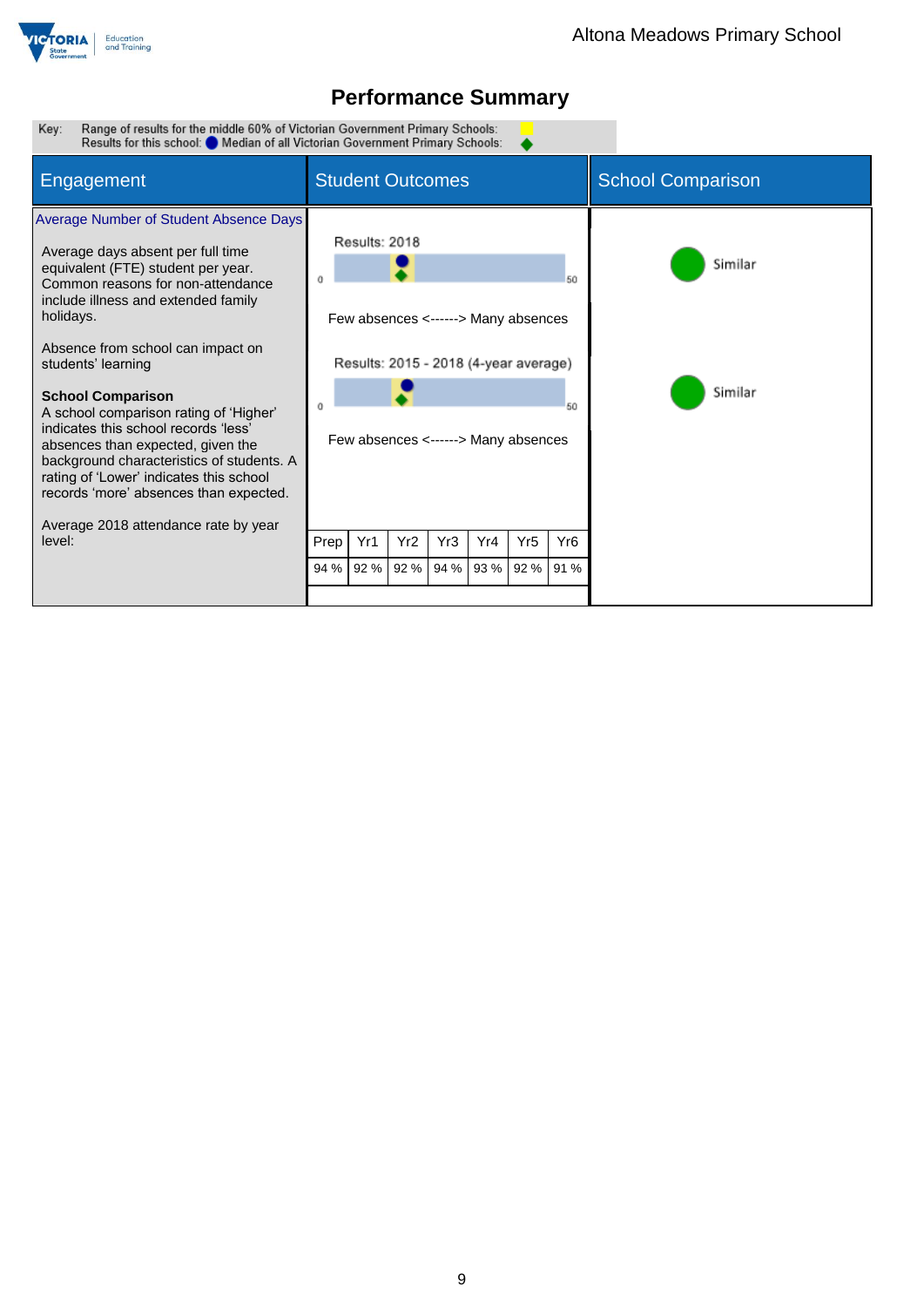# Performance Summary

Key: Range of results for the middle 60% of Victorian Government Primary Schools: Results for this school: ● Median of all Victorian Government Primary Schools: ◆

## Engagement

### Average Number of Student Absence Days

Average days absent per full time equivalent (FTE) student per year. Common reasons for non-attendance include illness and extended family holidays.

Absence from school can impact on students' learning

**School Comparison**
A school comparison rating of 'Higher' indicates this school records 'less' absences than expected, given the background characteristics of students. A rating of 'Lower' indicates this school records 'more' absences than expected.

Average 2018 attendance rate by year level:

## Student Outcomes

Results: 2018

0 — 50

Few absences <------> Many absences

Results: 2015 - 2018 (4-year average)

0 — 50

Few absences <------> Many absences

| Prep | Yr1 | Yr2 | Yr3 | Yr4 | Yr5 | Yr6 |
|---|---|---|---|---|---|---|
| 94 % | 92 % | 92 % | 94 % | 93 % | 92 % | 91 % |

## School Comparison

Similar

Similar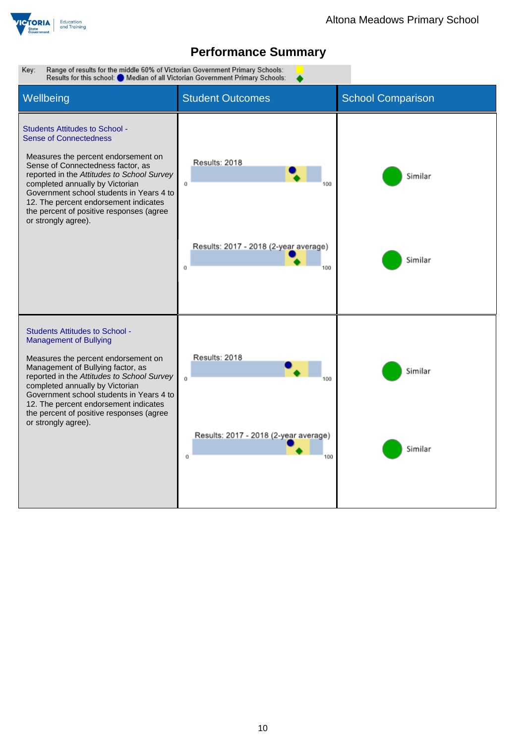# Performance Summary

Key: Range of results for the middle 60% of Victorian Government Primary Schools: (yellow)
Results for this school: (blue circle) Median of all Victorian Government Primary Schools: (green diamond)

| Wellbeing | Student Outcomes | School Comparison |
|---|---|---|
| **Students Attitudes to School - Sense of Connectedness**<br><br>Measures the percent endorsement on Sense of Connectedness factor, as reported in the *Attitudes to School Survey* completed annually by Victorian Government school students in Years 4 to 12. The percent endorsement indicates the percent of positive responses (agree or strongly agree). | Results: 2018 (0–100) | Similar |
| | Results: 2017 - 2018 (2-year average) (0–100) | Similar |
| **Students Attitudes to School - Management of Bullying**<br><br>Measures the percent endorsement on Management of Bullying factor, as reported in the *Attitudes to School Survey* completed annually by Victorian Government school students in Years 4 to 12. The percent endorsement indicates the percent of positive responses (agree or strongly agree). | Results: 2018 (0–100) | Similar |
| | Results: 2017 - 2018 (2-year average) (0–100) | Similar |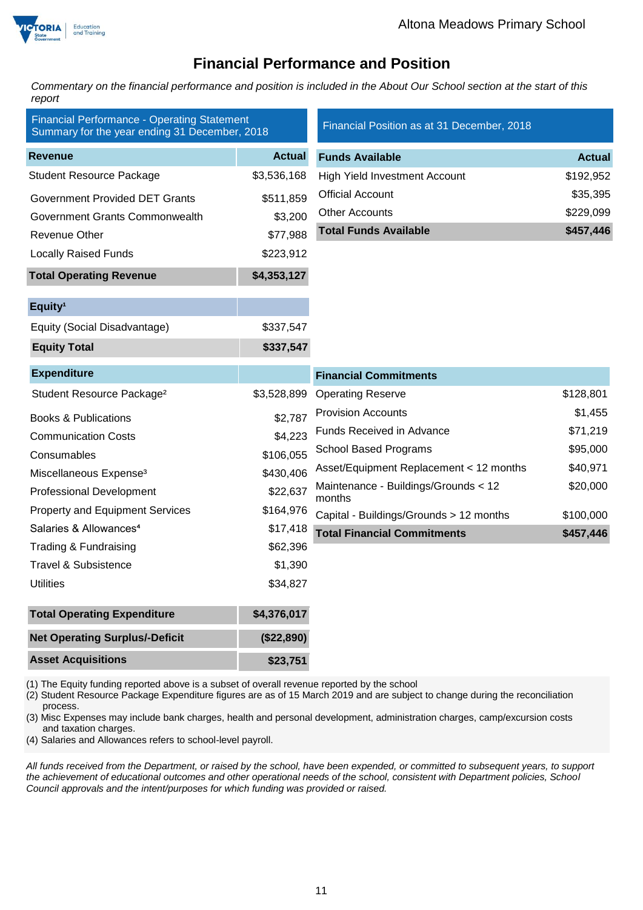# Financial Performance and Position

*Commentary on the financial performance and position is included in the About Our School section at the start of this report*

**Financial Performance - Operating Statement Summary for the year ending 31 December, 2018**

| Revenue | Actual |
|---|---|
| Student Resource Package | $3,536,168 |
| Government Provided DET Grants | $511,859 |
| Government Grants Commonwealth | $3,200 |
| Revenue Other | $77,988 |
| Locally Raised Funds | $223,912 |
| **Total Operating Revenue** | **$4,353,127** |

| Equity[1] | |
|---|---|
| Equity (Social Disadvantage) | $337,547 |
| **Equity Total** | **$337,547** |

| Expenditure | |
|---|---|
| Student Resource Package[2] | $3,528,899 |
| Books & Publications | $2,787 |
| Communication Costs | $4,223 |
| Consumables | $106,055 |
| Miscellaneous Expense[3] | $430,406 |
| Professional Development | $22,637 |
| Property and Equipment Services | $164,976 |
| Salaries & Allowances[4] | $17,418 |
| Trading & Fundraising | $62,396 |
| Travel & Subsistence | $1,390 |
| Utilities | $34,827 |
| **Total Operating Expenditure** | **$4,376,017** |
| **Net Operating Surplus/-Deficit** | **($22,890)** |
| **Asset Acquisitions** | **$23,751** |

**Financial Position as at 31 December, 2018**

| Funds Available | Actual |
|---|---|
| High Yield Investment Account | $192,952 |
| Official Account | $35,395 |
| Other Accounts | $229,099 |
| **Total Funds Available** | **$457,446** |

| Financial Commitments | |
|---|---|
| Operating Reserve | $128,801 |
| Provision Accounts | $1,455 |
| Funds Received in Advance | $71,219 |
| School Based Programs | $95,000 |
| Asset/Equipment Replacement < 12 months | $40,971 |
| Maintenance - Buildings/Grounds < 12 months | $20,000 |
| Capital - Buildings/Grounds > 12 months | $100,000 |
| **Total Financial Commitments** | **$457,446** |

(1) The Equity funding reported above is a subset of overall revenue reported by the school
(2) Student Resource Package Expenditure figures are as of 15 March 2019 and are subject to change during the reconciliation process.
(3) Misc Expenses may include bank charges, health and personal development, administration charges, camp/excursion costs and taxation charges.
(4) Salaries and Allowances refers to school-level payroll.

*All funds received from the Department, or raised by the school, have been expended, or committed to subsequent years, to support the achievement of educational outcomes and other operational needs of the school, consistent with Department policies, School Council approvals and the intent/purposes for which funding was provided or raised.*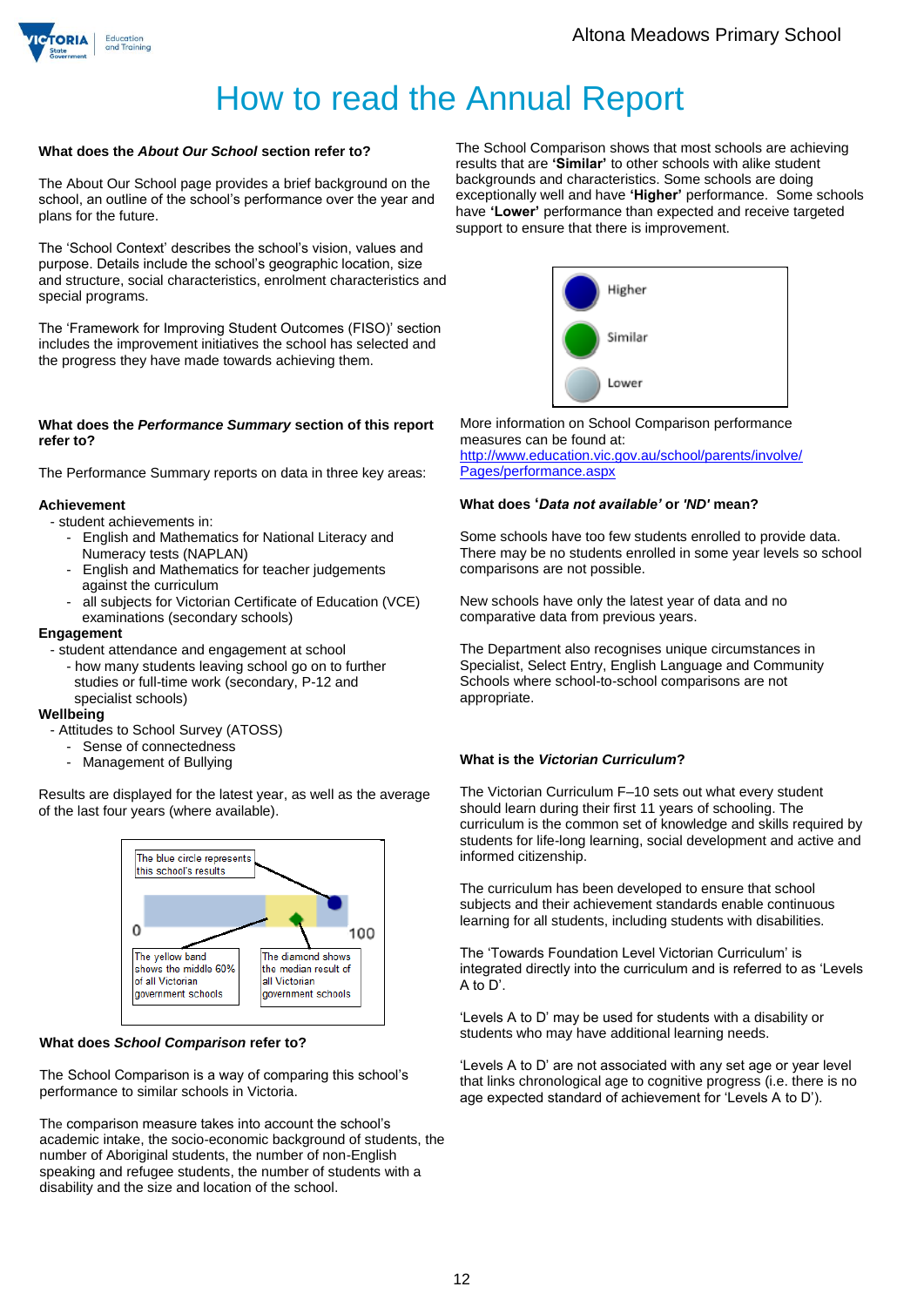# How to read the Annual Report

### What does the *About Our School* section refer to?

The About Our School page provides a brief background on the school, an outline of the school's performance over the year and plans for the future.

The 'School Context' describes the school's vision, values and purpose. Details include the school's geographic location, size and structure, social characteristics, enrolment characteristics and special programs.

The 'Framework for Improving Student Outcomes (FISO)' section includes the improvement initiatives the school has selected and the progress they have made towards achieving them.

### What does the *Performance Summary* section of this report refer to?

The Performance Summary reports on data in three key areas:

**Achievement**
- student achievements in:
  - English and Mathematics for National Literacy and Numeracy tests (NAPLAN)
  - English and Mathematics for teacher judgements against the curriculum
  - all subjects for Victorian Certificate of Education (VCE) examinations (secondary schools)

**Engagement**
- student attendance and engagement at school
  - how many students leaving school go on to further studies or full-time work (secondary, P-12 and specialist schools)

**Wellbeing**
- Attitudes to School Survey (ATOSS)
  - Sense of connectedness
  - Management of Bullying

Results are displayed for the latest year, as well as the average of the last four years (where available).

The blue circle represents this school's results

0

100

The yellow band shows the middle 60% of all Victorian government schools

The diamond shows the median result of all Victorian government schools

### What does *School Comparison* refer to?

The School Comparison is a way of comparing this school's performance to similar schools in Victoria.

The comparison measure takes into account the school's academic intake, the socio-economic background of students, the number of Aboriginal students, the number of non-English speaking and refugee students, the number of students with a disability and the size and location of the school.

The School Comparison shows that most schools are achieving results that are **'Similar'** to other schools with alike student backgrounds and characteristics. Some schools are doing exceptionally well and have **'Higher'** performance. Some schools have **'Lower'** performance than expected and receive targeted support to ensure that there is improvement.

Higher

Similar

Lower

More information on School Comparison performance measures can be found at:
[http://www.education.vic.gov.au/school/parents/involve/Pages/performance.aspx](http://www.education.vic.gov.au/school/parents/involve/Pages/performance.aspx)

### What does '*Data not available*' or '*ND*' mean?

Some schools have too few students enrolled to provide data. There may be no students enrolled in some year levels so school comparisons are not possible.

New schools have only the latest year of data and no comparative data from previous years.

The Department also recognises unique circumstances in Specialist, Select Entry, English Language and Community Schools where school-to-school comparisons are not appropriate.

### What is the *Victorian Curriculum*?

The Victorian Curriculum F–10 sets out what every student should learn during their first 11 years of schooling. The curriculum is the common set of knowledge and skills required by students for life-long learning, social development and active and informed citizenship.

The curriculum has been developed to ensure that school subjects and their achievement standards enable continuous learning for all students, including students with disabilities.

The 'Towards Foundation Level Victorian Curriculum' is integrated directly into the curriculum and is referred to as 'Levels A to D'.

'Levels A to D' may be used for students with a disability or students who may have additional learning needs.

'Levels A to D' are not associated with any set age or year level that links chronological age to cognitive progress (i.e. there is no age expected standard of achievement for 'Levels A to D').